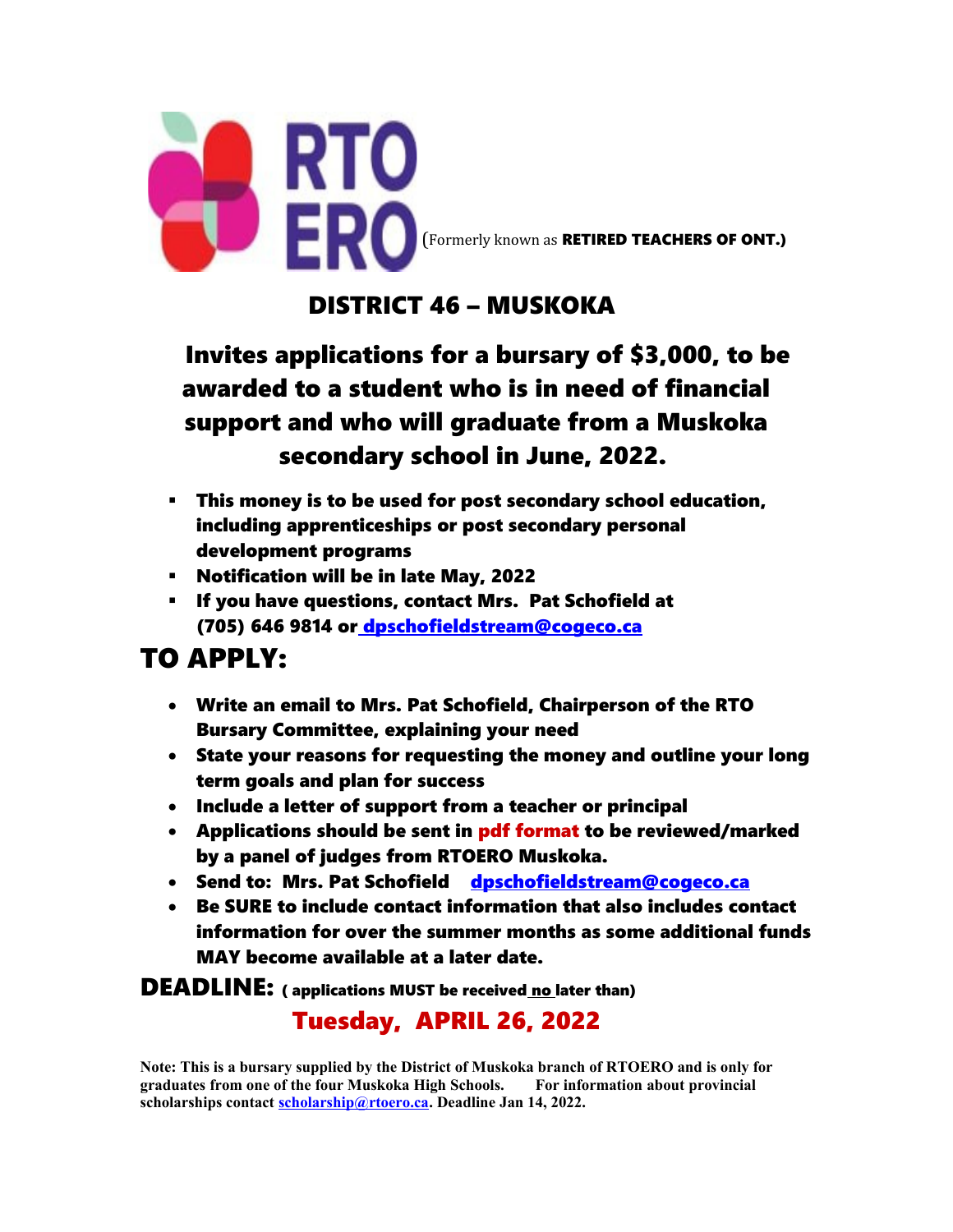RTO ERO (Formerly known as **RETIRED TEACHERS OF ONT.)**

# DISTRICT 46 – MUSKOKA

## Invites applications for a bursary of $3,000, to be awarded to a student who is in need of financial support and who will graduate from a Muskoka secondary school in June, 2022.

- **This money is to be used for post secondary school education, including apprenticeships or post secondary personal development programs**
- **Notification will be in late May, 2022**
- **If you have questions, contact Mrs. Pat Schofield at (705) 646 9814 or dpschofieldstream@cogeco.ca**

# TO APPLY:

- **Write an email to Mrs. Pat Schofield, Chairperson of the RTO Bursary Committee, explaining your need**
- **State your reasons for requesting the money and outline your long term goals and plan for success**
- **Include a letter of support from a teacher or principal**
- **Applications should be sent in pdf format to be reviewed/marked by a panel of judges from RTOERO Muskoka.**
- **Send to: Mrs. Pat Schofield dpschofieldstream@cogeco.ca**
- **Be SURE to include contact information that also includes contact information for over the summer months as some additional funds MAY become available at a later date.**

**DEADLINE:** **( applications MUST be received no later than)**

## Tuesday, APRIL 26, 2022

**Note: This is a bursary supplied by the District of Muskoka branch of RTOERO and is only for graduates from one of the four Muskoka High Schools. For information about provincial scholarships contact scholarship@rtoero.ca. Deadline Jan 14, 2022.**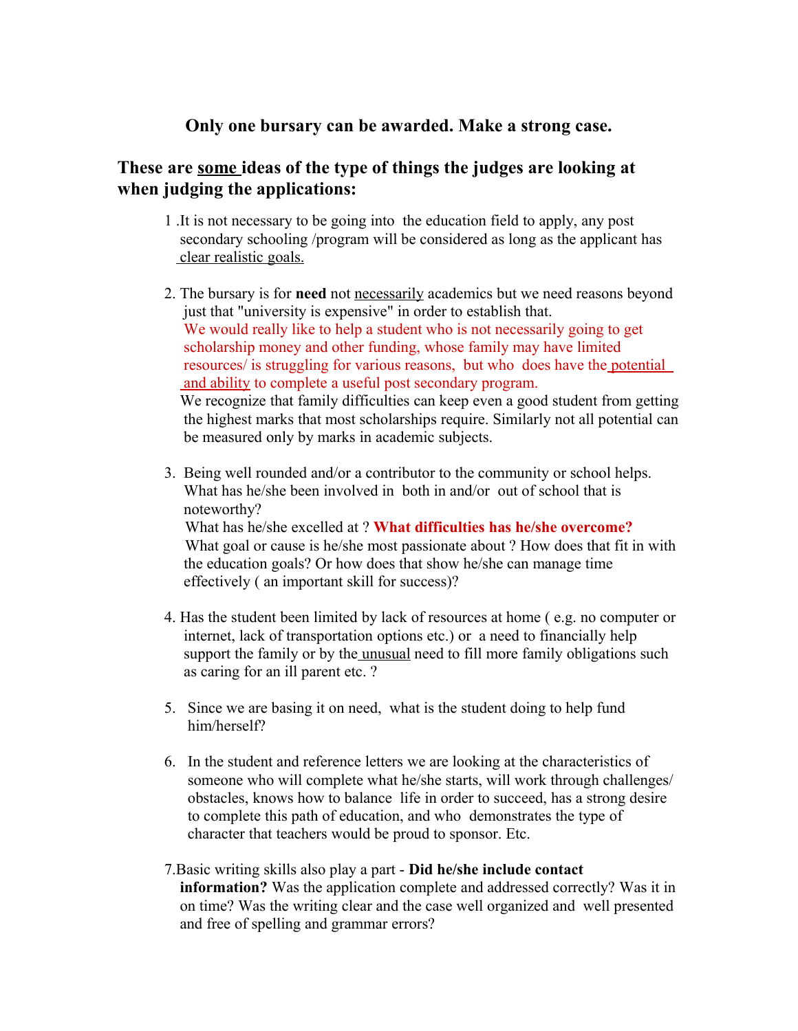**Only one bursary can be awarded. Make a strong case.**

**These are some ideas of the type of things the judges are looking at when judging the applications:**

1. It is not necessary to be going into the education field to apply, any post secondary schooling /program will be considered as long as the applicant has clear realistic goals.

2. The bursary is for **need** not necessarily academics but we need reasons beyond just that "university is expensive" in order to establish that. We would really like to help a student who is not necessarily going to get scholarship money and other funding, whose family may have limited resources/ is struggling for various reasons, but who does have the potential and ability to complete a useful post secondary program. We recognize that family difficulties can keep even a good student from getting the highest marks that most scholarships require. Similarly not all potential can be measured only by marks in academic subjects.

3. Being well rounded and/or a contributor to the community or school helps. What has he/she been involved in both in and/or out of school that is noteworthy? What has he/she excelled at ? **What difficulties has he/she overcome?** What goal or cause is he/she most passionate about ? How does that fit in with the education goals? Or how does that show he/she can manage time effectively ( an important skill for success)?

4. Has the student been limited by lack of resources at home ( e.g. no computer or internet, lack of transportation options etc.) or a need to financially help support the family or by the unusual need to fill more family obligations such as caring for an ill parent etc. ?

5. Since we are basing it on need, what is the student doing to help fund him/herself?

6. In the student and reference letters we are looking at the characteristics of someone who will complete what he/she starts, will work through challenges/ obstacles, knows how to balance life in order to succeed, has a strong desire to complete this path of education, and who demonstrates the type of character that teachers would be proud to sponsor. Etc.

7. Basic writing skills also play a part - **Did he/she include contact information?** Was the application complete and addressed correctly? Was it in on time? Was the writing clear and the case well organized and well presented and free of spelling and grammar errors?